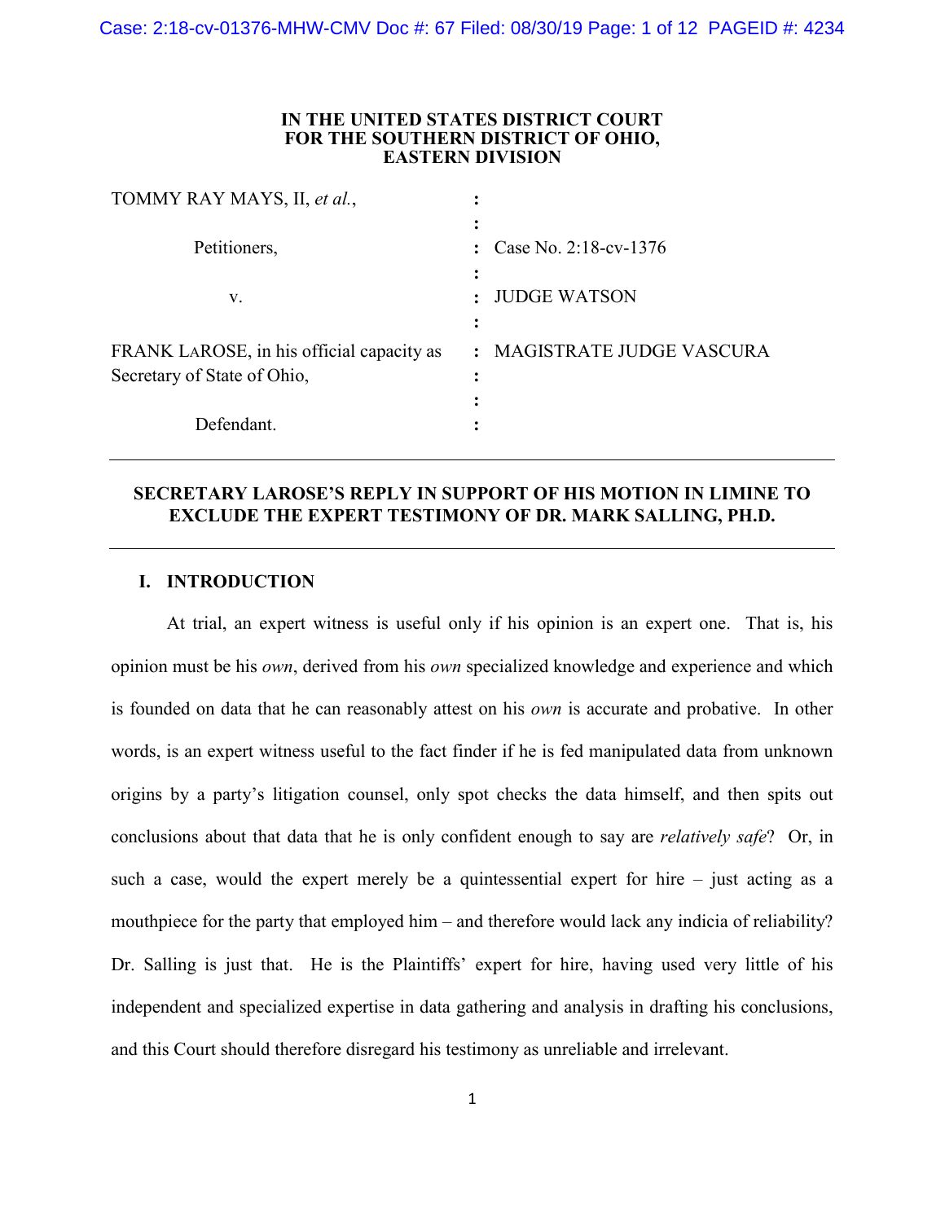**IN THE UNITED STATES DISTRICT COURT**
**FOR THE SOUTHERN DISTRICT OF OHIO,**
**EASTERN DIVISION**

| | | |
|---|---|---|
| TOMMY RAY MAYS, II, *et al.*, | : | |
| | : | |
| Petitioners, | : | Case No. 2:18-cv-1376 |
| | : | |
| v. | : | JUDGE WATSON |
| | : | |
| FRANK LAROSE, in his official capacity as Secretary of State of Ohio, | : | MAGISTRATE JUDGE VASCURA |
| | : | |
| Defendant. | : | |

---

**SECRETARY LAROSE'S REPLY IN SUPPORT OF HIS MOTION IN LIMINE TO EXCLUDE THE EXPERT TESTIMONY OF DR. MARK SALLING, PH.D.**

---

## I. INTRODUCTION

At trial, an expert witness is useful only if his opinion is an expert one. That is, his opinion must be his *own*, derived from his *own* specialized knowledge and experience and which is founded on data that he can reasonably attest on his *own* is accurate and probative. In other words, is an expert witness useful to the fact finder if he is fed manipulated data from unknown origins by a party's litigation counsel, only spot checks the data himself, and then spits out conclusions about that data that he is only confident enough to say are *relatively safe*? Or, in such a case, would the expert merely be a quintessential expert for hire – just acting as a mouthpiece for the party that employed him – and therefore would lack any indicia of reliability? Dr. Salling is just that. He is the Plaintiffs' expert for hire, having used very little of his independent and specialized expertise in data gathering and analysis in drafting his conclusions, and this Court should therefore disregard his testimony as unreliable and irrelevant.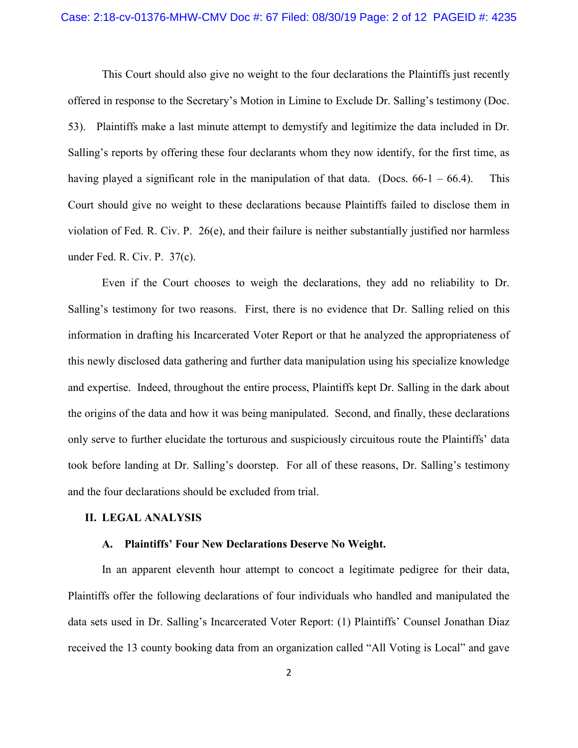This Court should also give no weight to the four declarations the Plaintiffs just recently offered in response to the Secretary's Motion in Limine to Exclude Dr. Salling's testimony (Doc. 53). Plaintiffs make a last minute attempt to demystify and legitimize the data included in Dr. Salling's reports by offering these four declarants whom they now identify, for the first time, as having played a significant role in the manipulation of that data. (Docs. 66-1 – 66.4). This Court should give no weight to these declarations because Plaintiffs failed to disclose them in violation of Fed. R. Civ. P. 26(e), and their failure is neither substantially justified nor harmless under Fed. R. Civ. P. 37(c).

Even if the Court chooses to weigh the declarations, they add no reliability to Dr. Salling's testimony for two reasons. First, there is no evidence that Dr. Salling relied on this information in drafting his Incarcerated Voter Report or that he analyzed the appropriateness of this newly disclosed data gathering and further data manipulation using his specialize knowledge and expertise. Indeed, throughout the entire process, Plaintiffs kept Dr. Salling in the dark about the origins of the data and how it was being manipulated. Second, and finally, these declarations only serve to further elucidate the torturous and suspiciously circuitous route the Plaintiffs' data took before landing at Dr. Salling's doorstep. For all of these reasons, Dr. Salling's testimony and the four declarations should be excluded from trial.

## II. LEGAL ANALYSIS

### A. Plaintiffs' Four New Declarations Deserve No Weight.

In an apparent eleventh hour attempt to concoct a legitimate pedigree for their data, Plaintiffs offer the following declarations of four individuals who handled and manipulated the data sets used in Dr. Salling's Incarcerated Voter Report: (1) Plaintiffs' Counsel Jonathan Diaz received the 13 county booking data from an organization called "All Voting is Local" and gave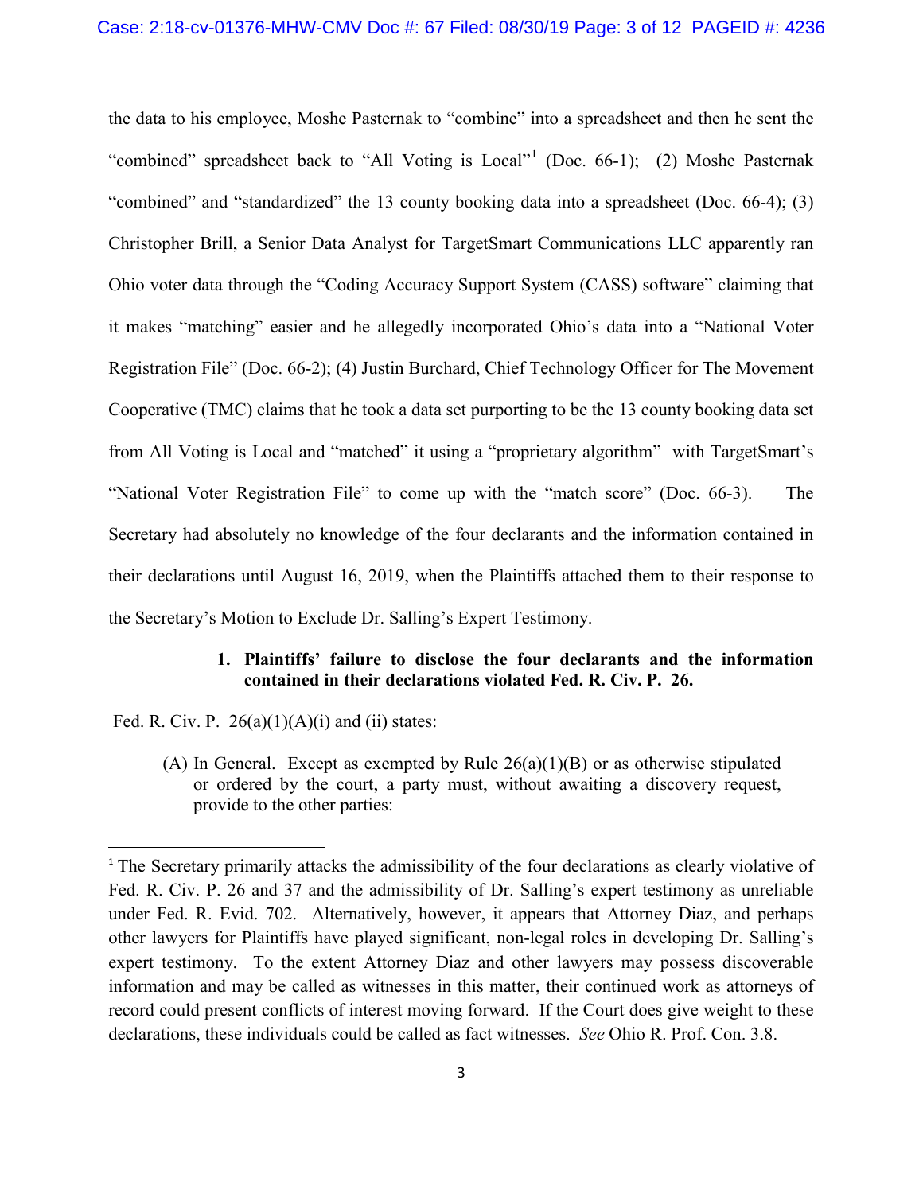the data to his employee, Moshe Pasternak to "combine" into a spreadsheet and then he sent the "combined" spreadsheet back to "All Voting is Local"[1] (Doc. 66-1); (2) Moshe Pasternak "combined" and "standardized" the 13 county booking data into a spreadsheet (Doc. 66-4); (3) Christopher Brill, a Senior Data Analyst for TargetSmart Communications LLC apparently ran Ohio voter data through the "Coding Accuracy Support System (CASS) software" claiming that it makes "matching" easier and he allegedly incorporated Ohio's data into a "National Voter Registration File" (Doc. 66-2); (4) Justin Burchard, Chief Technology Officer for The Movement Cooperative (TMC) claims that he took a data set purporting to be the 13 county booking data set from All Voting is Local and "matched" it using a "proprietary algorithm" with TargetSmart's "National Voter Registration File" to come up with the "match score" (Doc. 66-3). The Secretary had absolutely no knowledge of the four declarants and the information contained in their declarations until August 16, 2019, when the Plaintiffs attached them to their response to the Secretary's Motion to Exclude Dr. Salling's Expert Testimony.

**1. Plaintiffs' failure to disclose the four declarants and the information contained in their declarations violated Fed. R. Civ. P. 26.**

Fed. R. Civ. P. 26(a)(1)(A)(i) and (ii) states:

> (A) In General. Except as exempted by Rule 26(a)(1)(B) or as otherwise stipulated or ordered by the court, a party must, without awaiting a discovery request, provide to the other parties:

---

[1] The Secretary primarily attacks the admissibility of the four declarations as clearly violative of Fed. R. Civ. P. 26 and 37 and the admissibility of Dr. Salling's expert testimony as unreliable under Fed. R. Evid. 702. Alternatively, however, it appears that Attorney Diaz, and perhaps other lawyers for Plaintiffs have played significant, non-legal roles in developing Dr. Salling's expert testimony. To the extent Attorney Diaz and other lawyers may possess discoverable information and may be called as witnesses in this matter, their continued work as attorneys of record could present conflicts of interest moving forward. If the Court does give weight to these declarations, these individuals could be called as fact witnesses. *See* Ohio R. Prof. Con. 3.8.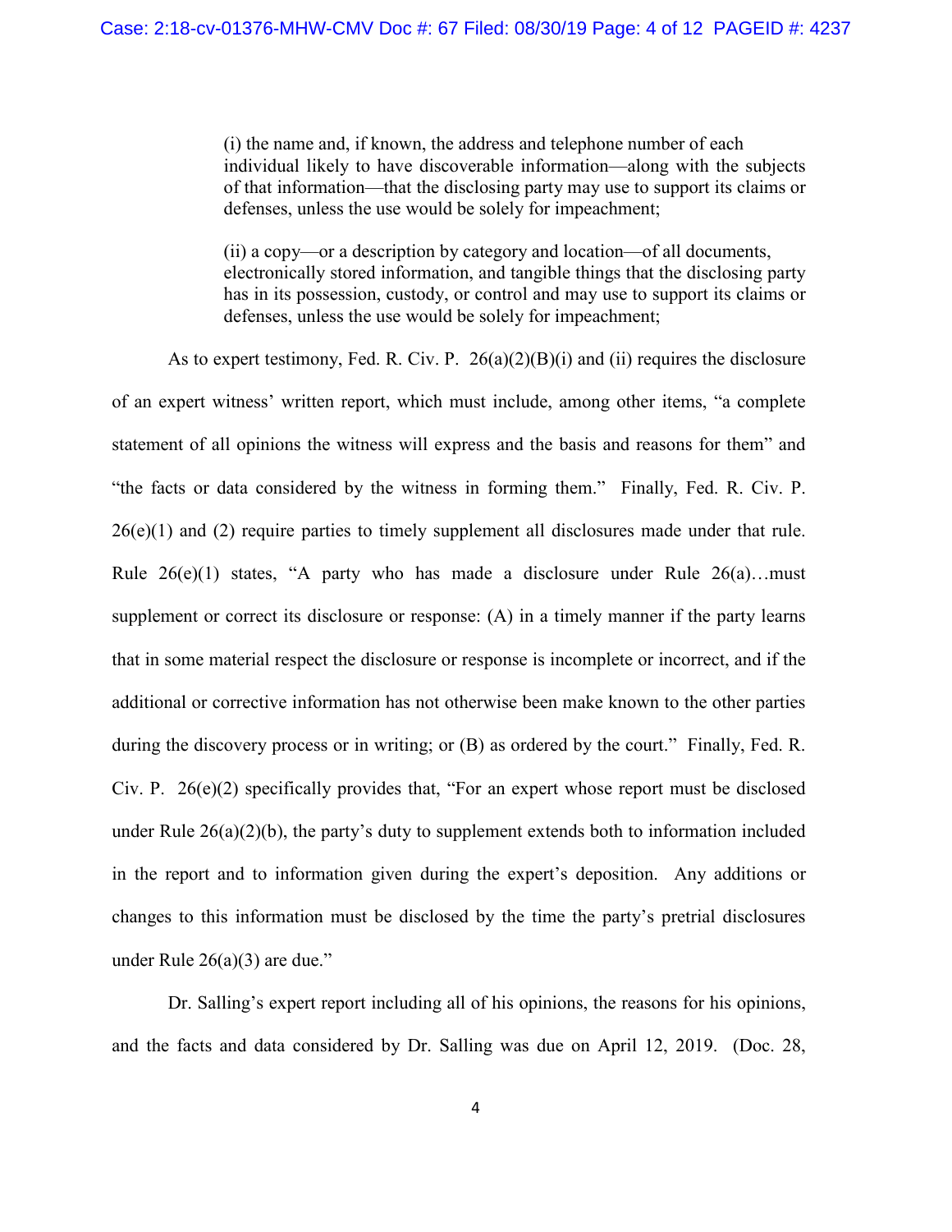> (i) the name and, if known, the address and telephone number of each individual likely to have discoverable information—along with the subjects of that information—that the disclosing party may use to support its claims or defenses, unless the use would be solely for impeachment;
>
> (ii) a copy—or a description by category and location—of all documents, electronically stored information, and tangible things that the disclosing party has in its possession, custody, or control and may use to support its claims or defenses, unless the use would be solely for impeachment;

As to expert testimony, Fed. R. Civ. P. 26(a)(2)(B)(i) and (ii) requires the disclosure of an expert witness' written report, which must include, among other items, "a complete statement of all opinions the witness will express and the basis and reasons for them" and "the facts or data considered by the witness in forming them." Finally, Fed. R. Civ. P. 26(e)(1) and (2) require parties to timely supplement all disclosures made under that rule. Rule 26(e)(1) states, "A party who has made a disclosure under Rule 26(a)…must supplement or correct its disclosure or response: (A) in a timely manner if the party learns that in some material respect the disclosure or response is incomplete or incorrect, and if the additional or corrective information has not otherwise been make known to the other parties during the discovery process or in writing; or (B) as ordered by the court." Finally, Fed. R. Civ. P. 26(e)(2) specifically provides that, "For an expert whose report must be disclosed under Rule 26(a)(2)(b), the party's duty to supplement extends both to information included in the report and to information given during the expert's deposition. Any additions or changes to this information must be disclosed by the time the party's pretrial disclosures under Rule 26(a)(3) are due."

Dr. Salling's expert report including all of his opinions, the reasons for his opinions, and the facts and data considered by Dr. Salling was due on April 12, 2019. (Doc. 28,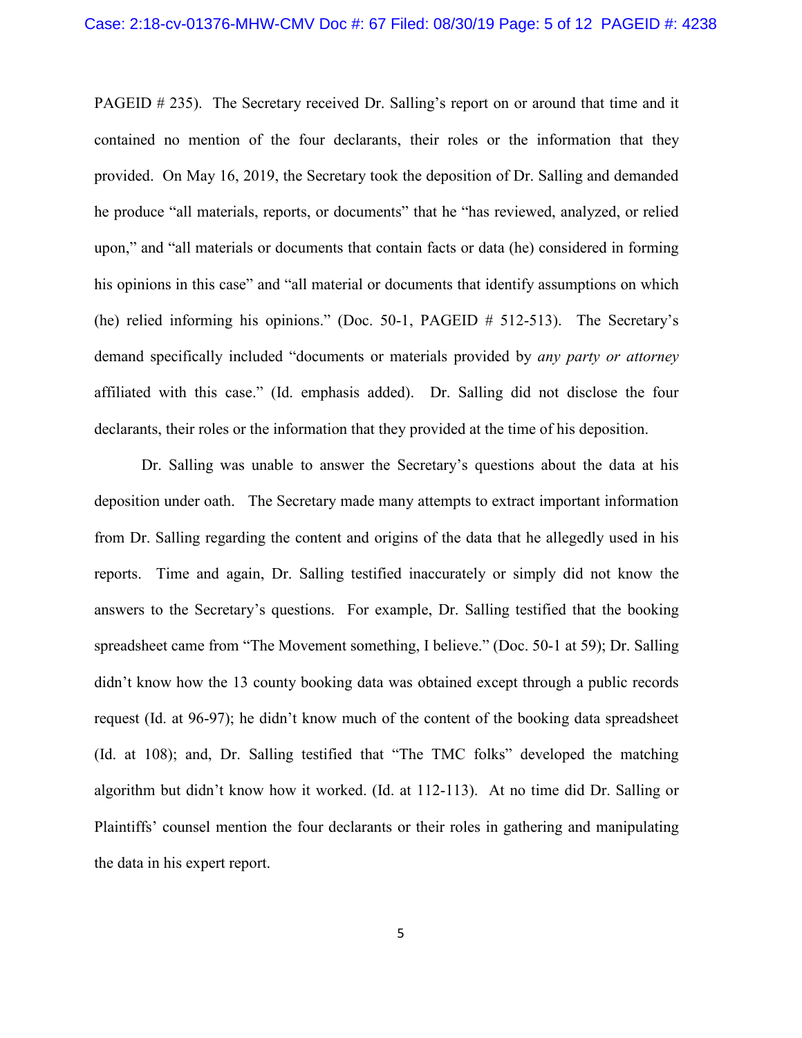PAGEID # 235). The Secretary received Dr. Salling's report on or around that time and it contained no mention of the four declarants, their roles or the information that they provided. On May 16, 2019, the Secretary took the deposition of Dr. Salling and demanded he produce "all materials, reports, or documents" that he "has reviewed, analyzed, or relied upon," and "all materials or documents that contain facts or data (he) considered in forming his opinions in this case" and "all material or documents that identify assumptions on which (he) relied informing his opinions." (Doc. 50-1, PAGEID # 512-513). The Secretary's demand specifically included "documents or materials provided by *any party or attorney* affiliated with this case." (Id. emphasis added). Dr. Salling did not disclose the four declarants, their roles or the information that they provided at the time of his deposition.

Dr. Salling was unable to answer the Secretary's questions about the data at his deposition under oath. The Secretary made many attempts to extract important information from Dr. Salling regarding the content and origins of the data that he allegedly used in his reports. Time and again, Dr. Salling testified inaccurately or simply did not know the answers to the Secretary's questions. For example, Dr. Salling testified that the booking spreadsheet came from "The Movement something, I believe." (Doc. 50-1 at 59); Dr. Salling didn't know how the 13 county booking data was obtained except through a public records request (Id. at 96-97); he didn't know much of the content of the booking data spreadsheet (Id. at 108); and, Dr. Salling testified that "The TMC folks" developed the matching algorithm but didn't know how it worked. (Id. at 112-113). At no time did Dr. Salling or Plaintiffs' counsel mention the four declarants or their roles in gathering and manipulating the data in his expert report.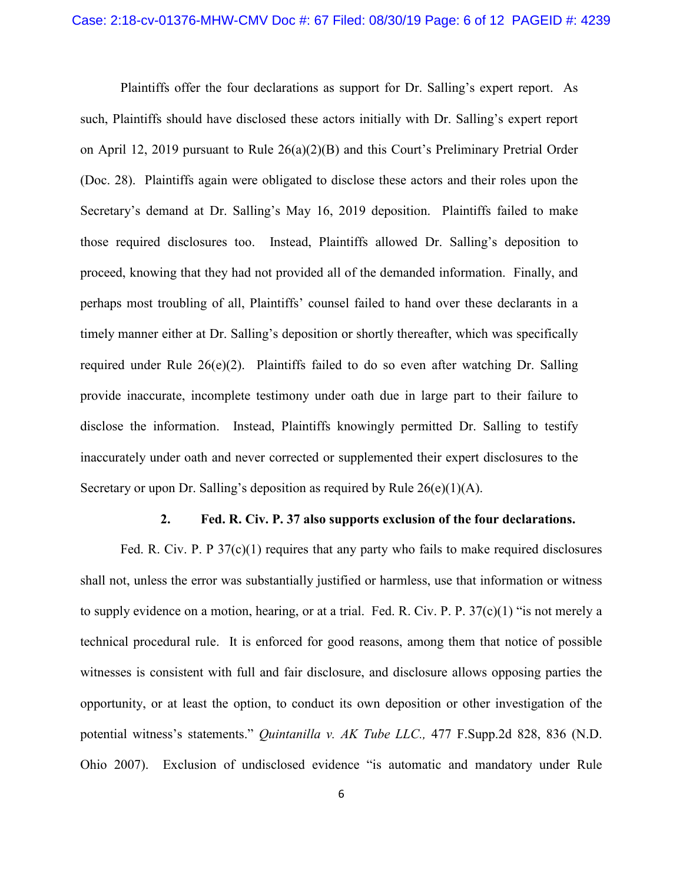Plaintiffs offer the four declarations as support for Dr. Salling's expert report. As such, Plaintiffs should have disclosed these actors initially with Dr. Salling's expert report on April 12, 2019 pursuant to Rule 26(a)(2)(B) and this Court's Preliminary Pretrial Order (Doc. 28). Plaintiffs again were obligated to disclose these actors and their roles upon the Secretary's demand at Dr. Salling's May 16, 2019 deposition. Plaintiffs failed to make those required disclosures too. Instead, Plaintiffs allowed Dr. Salling's deposition to proceed, knowing that they had not provided all of the demanded information. Finally, and perhaps most troubling of all, Plaintiffs' counsel failed to hand over these declarants in a timely manner either at Dr. Salling's deposition or shortly thereafter, which was specifically required under Rule 26(e)(2). Plaintiffs failed to do so even after watching Dr. Salling provide inaccurate, incomplete testimony under oath due in large part to their failure to disclose the information. Instead, Plaintiffs knowingly permitted Dr. Salling to testify inaccurately under oath and never corrected or supplemented their expert disclosures to the Secretary or upon Dr. Salling's deposition as required by Rule 26(e)(1)(A).

### 2. Fed. R. Civ. P. 37 also supports exclusion of the four declarations.

Fed. R. Civ. P. P 37(c)(1) requires that any party who fails to make required disclosures shall not, unless the error was substantially justified or harmless, use that information or witness to supply evidence on a motion, hearing, or at a trial. Fed. R. Civ. P. P. 37(c)(1) "is not merely a technical procedural rule. It is enforced for good reasons, among them that notice of possible witnesses is consistent with full and fair disclosure, and disclosure allows opposing parties the opportunity, or at least the option, to conduct its own deposition or other investigation of the potential witness's statements." *Quintanilla v. AK Tube LLC.,* 477 F.Supp.2d 828, 836 (N.D. Ohio 2007). Exclusion of undisclosed evidence "is automatic and mandatory under Rule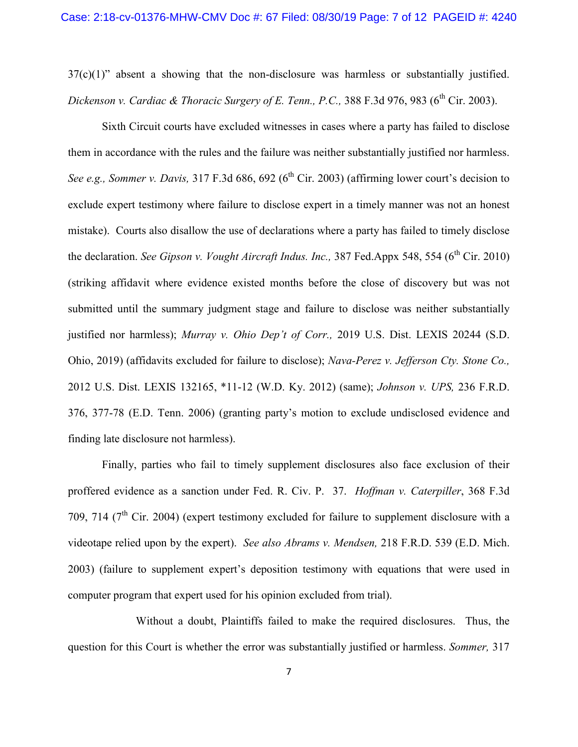37(c)(1)" absent a showing that the non-disclosure was harmless or substantially justified. *Dickenson v. Cardiac & Thoracic Surgery of E. Tenn., P.C.,* 388 F.3d 976, 983 (6th Cir. 2003).

Sixth Circuit courts have excluded witnesses in cases where a party has failed to disclose them in accordance with the rules and the failure was neither substantially justified nor harmless. *See e.g., Sommer v. Davis,* 317 F.3d 686, 692 (6th Cir. 2003) (affirming lower court's decision to exclude expert testimony where failure to disclose expert in a timely manner was not an honest mistake). Courts also disallow the use of declarations where a party has failed to timely disclose the declaration. *See Gipson v. Vought Aircraft Indus. Inc.,* 387 Fed.Appx 548, 554 (6th Cir. 2010) (striking affidavit where evidence existed months before the close of discovery but was not submitted until the summary judgment stage and failure to disclose was neither substantially justified nor harmless); *Murray v. Ohio Dep't of Corr.,* 2019 U.S. Dist. LEXIS 20244 (S.D. Ohio, 2019) (affidavits excluded for failure to disclose); *Nava-Perez v. Jefferson Cty. Stone Co.,* 2012 U.S. Dist. LEXIS 132165, *11-12 (W.D. Ky. 2012) (same); *Johnson v. UPS,* 236 F.R.D. 376, 377-78 (E.D. Tenn. 2006) (granting party's motion to exclude undisclosed evidence and finding late disclosure not harmless).

Finally, parties who fail to timely supplement disclosures also face exclusion of their proffered evidence as a sanction under Fed. R. Civ. P. 37. *Hoffman v. Caterpiller*, 368 F.3d 709, 714 (7th Cir. 2004) (expert testimony excluded for failure to supplement disclosure with a videotape relied upon by the expert). *See also Abrams v. Mendsen,* 218 F.R.D. 539 (E.D. Mich. 2003) (failure to supplement expert's deposition testimony with equations that were used in computer program that expert used for his opinion excluded from trial).

Without a doubt, Plaintiffs failed to make the required disclosures. Thus, the question for this Court is whether the error was substantially justified or harmless. *Sommer,* 317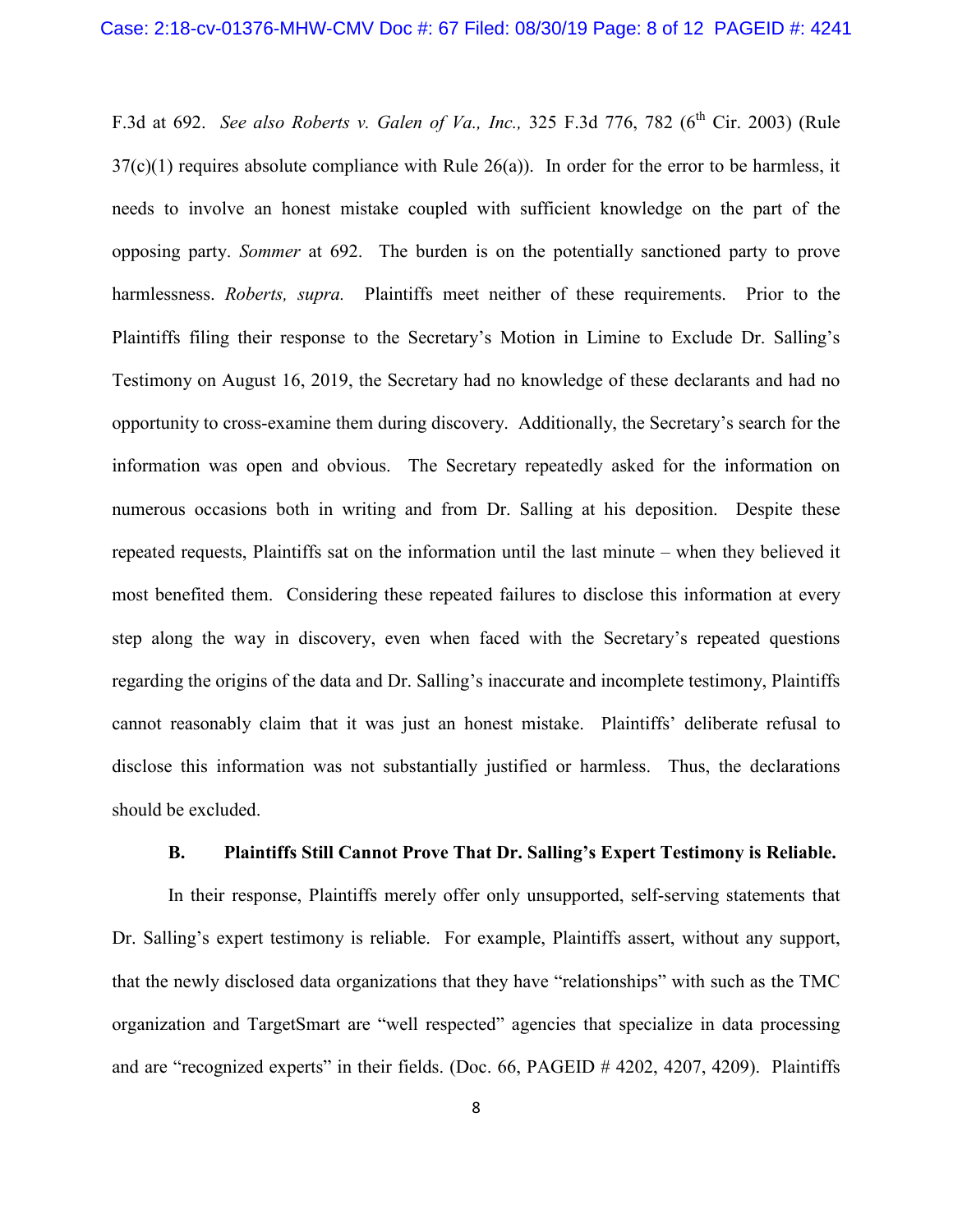F.3d at 692. *See also Roberts v. Galen of Va., Inc.,* 325 F.3d 776, 782 (6th Cir. 2003) (Rule 37(c)(1) requires absolute compliance with Rule 26(a)). In order for the error to be harmless, it needs to involve an honest mistake coupled with sufficient knowledge on the part of the opposing party. *Sommer* at 692. The burden is on the potentially sanctioned party to prove harmlessness. *Roberts, supra.* Plaintiffs meet neither of these requirements. Prior to the Plaintiffs filing their response to the Secretary's Motion in Limine to Exclude Dr. Salling's Testimony on August 16, 2019, the Secretary had no knowledge of these declarants and had no opportunity to cross-examine them during discovery. Additionally, the Secretary's search for the information was open and obvious. The Secretary repeatedly asked for the information on numerous occasions both in writing and from Dr. Salling at his deposition. Despite these repeated requests, Plaintiffs sat on the information until the last minute – when they believed it most benefited them. Considering these repeated failures to disclose this information at every step along the way in discovery, even when faced with the Secretary's repeated questions regarding the origins of the data and Dr. Salling's inaccurate and incomplete testimony, Plaintiffs cannot reasonably claim that it was just an honest mistake. Plaintiffs' deliberate refusal to disclose this information was not substantially justified or harmless. Thus, the declarations should be excluded.

### B. Plaintiffs Still Cannot Prove That Dr. Salling's Expert Testimony is Reliable.

In their response, Plaintiffs merely offer only unsupported, self-serving statements that Dr. Salling's expert testimony is reliable. For example, Plaintiffs assert, without any support, that the newly disclosed data organizations that they have "relationships" with such as the TMC organization and TargetSmart are "well respected" agencies that specialize in data processing and are "recognized experts" in their fields. (Doc. 66, PAGEID # 4202, 4207, 4209). Plaintiffs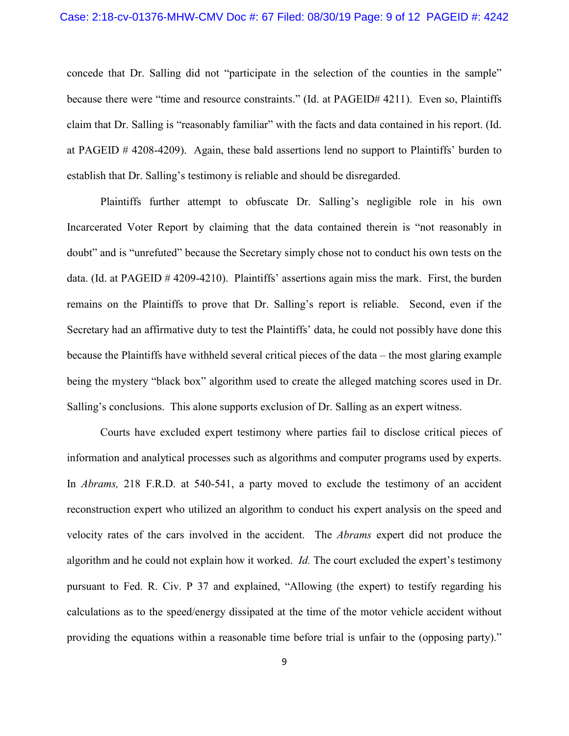concede that Dr. Salling did not "participate in the selection of the counties in the sample" because there were "time and resource constraints." (Id. at PAGEID# 4211). Even so, Plaintiffs claim that Dr. Salling is "reasonably familiar" with the facts and data contained in his report. (Id. at PAGEID # 4208-4209). Again, these bald assertions lend no support to Plaintiffs' burden to establish that Dr. Salling's testimony is reliable and should be disregarded.

Plaintiffs further attempt to obfuscate Dr. Salling's negligible role in his own Incarcerated Voter Report by claiming that the data contained therein is "not reasonably in doubt" and is "unrefuted" because the Secretary simply chose not to conduct his own tests on the data. (Id. at PAGEID # 4209-4210). Plaintiffs' assertions again miss the mark. First, the burden remains on the Plaintiffs to prove that Dr. Salling's report is reliable. Second, even if the Secretary had an affirmative duty to test the Plaintiffs' data, he could not possibly have done this because the Plaintiffs have withheld several critical pieces of the data – the most glaring example being the mystery "black box" algorithm used to create the alleged matching scores used in Dr. Salling's conclusions. This alone supports exclusion of Dr. Salling as an expert witness.

Courts have excluded expert testimony where parties fail to disclose critical pieces of information and analytical processes such as algorithms and computer programs used by experts. In *Abrams,* 218 F.R.D. at 540-541, a party moved to exclude the testimony of an accident reconstruction expert who utilized an algorithm to conduct his expert analysis on the speed and velocity rates of the cars involved in the accident. The *Abrams* expert did not produce the algorithm and he could not explain how it worked. *Id.* The court excluded the expert's testimony pursuant to Fed. R. Civ. P 37 and explained, "Allowing (the expert) to testify regarding his calculations as to the speed/energy dissipated at the time of the motor vehicle accident without providing the equations within a reasonable time before trial is unfair to the (opposing party)."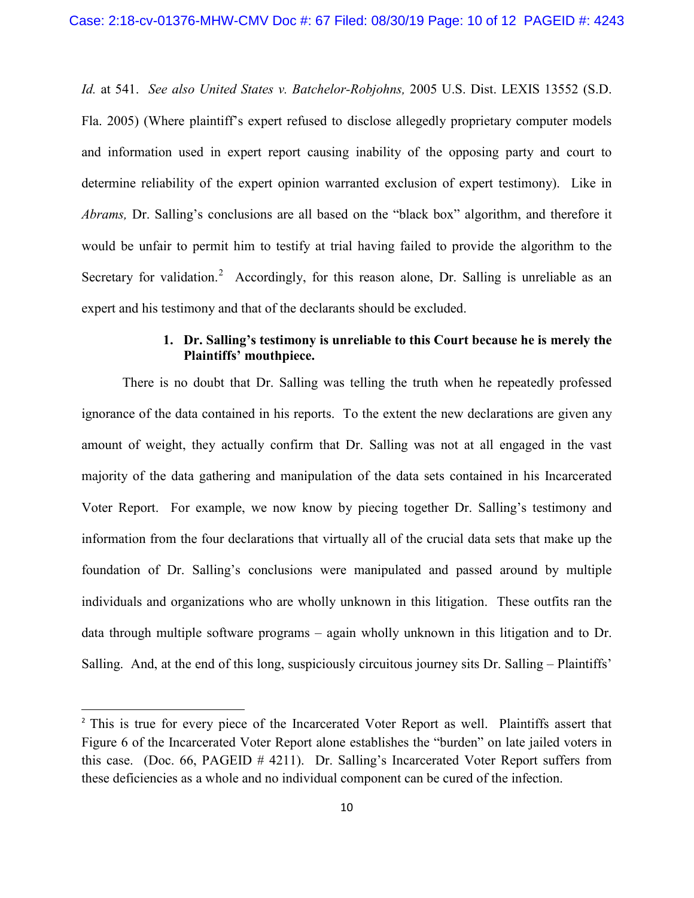*Id.* at 541. *See also United States v. Batchelor-Robjohns,* 2005 U.S. Dist. LEXIS 13552 (S.D. Fla. 2005) (Where plaintiff's expert refused to disclose allegedly proprietary computer models and information used in expert report causing inability of the opposing party and court to determine reliability of the expert opinion warranted exclusion of expert testimony). Like in *Abrams,* Dr. Salling's conclusions are all based on the "black box" algorithm, and therefore it would be unfair to permit him to testify at trial having failed to provide the algorithm to the Secretary for validation.[2] Accordingly, for this reason alone, Dr. Salling is unreliable as an expert and his testimony and that of the declarants should be excluded.

**1. Dr. Salling's testimony is unreliable to this Court because he is merely the Plaintiffs' mouthpiece.**

There is no doubt that Dr. Salling was telling the truth when he repeatedly professed ignorance of the data contained in his reports. To the extent the new declarations are given any amount of weight, they actually confirm that Dr. Salling was not at all engaged in the vast majority of the data gathering and manipulation of the data sets contained in his Incarcerated Voter Report. For example, we now know by piecing together Dr. Salling's testimony and information from the four declarations that virtually all of the crucial data sets that make up the foundation of Dr. Salling's conclusions were manipulated and passed around by multiple individuals and organizations who are wholly unknown in this litigation. These outfits ran the data through multiple software programs – again wholly unknown in this litigation and to Dr. Salling. And, at the end of this long, suspiciously circuitous journey sits Dr. Salling – Plaintiffs'

---

[2] This is true for every piece of the Incarcerated Voter Report as well. Plaintiffs assert that Figure 6 of the Incarcerated Voter Report alone establishes the "burden" on late jailed voters in this case. (Doc. 66, PAGEID # 4211). Dr. Salling's Incarcerated Voter Report suffers from these deficiencies as a whole and no individual component can be cured of the infection.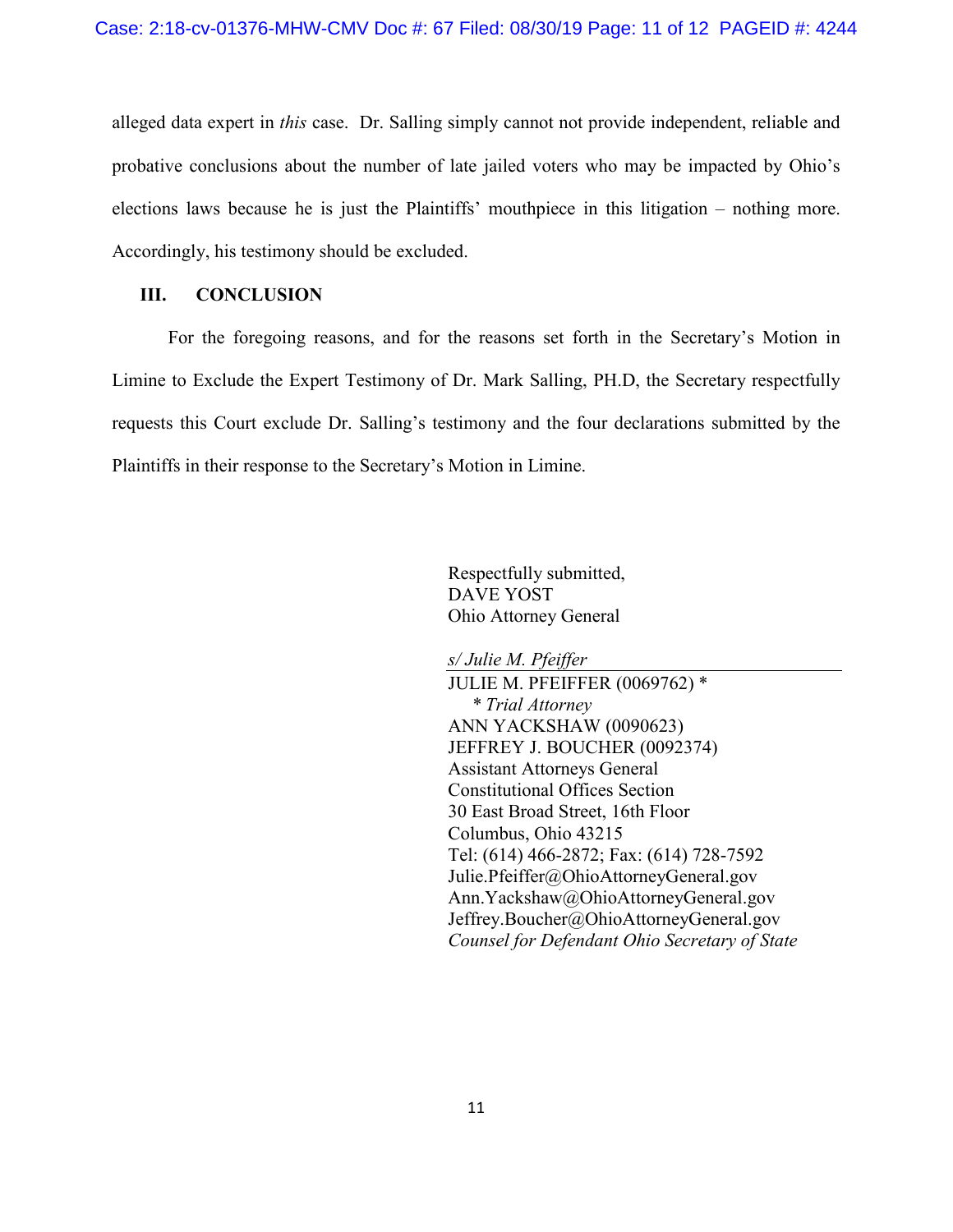alleged data expert in *this* case. Dr. Salling simply cannot not provide independent, reliable and probative conclusions about the number of late jailed voters who may be impacted by Ohio's elections laws because he is just the Plaintiffs' mouthpiece in this litigation – nothing more. Accordingly, his testimony should be excluded.

## III. CONCLUSION

For the foregoing reasons, and for the reasons set forth in the Secretary's Motion in Limine to Exclude the Expert Testimony of Dr. Mark Salling, PH.D, the Secretary respectfully requests this Court exclude Dr. Salling's testimony and the four declarations submitted by the Plaintiffs in their response to the Secretary's Motion in Limine.

Respectfully submitted,
DAVE YOST
Ohio Attorney General

*s/ Julie M. Pfeiffer*
JULIE M. PFEIFFER (0069762) *
*\* Trial Attorney*
ANN YACKSHAW (0090623)
JEFFREY J. BOUCHER (0092374)
Assistant Attorneys General
Constitutional Offices Section
30 East Broad Street, 16th Floor
Columbus, Ohio 43215
Tel: (614) 466-2872; Fax: (614) 728-7592
Julie.Pfeiffer@OhioAttorneyGeneral.gov
Ann.Yackshaw@OhioAttorneyGeneral.gov
Jeffrey.Boucher@OhioAttorneyGeneral.gov
*Counsel for Defendant Ohio Secretary of State*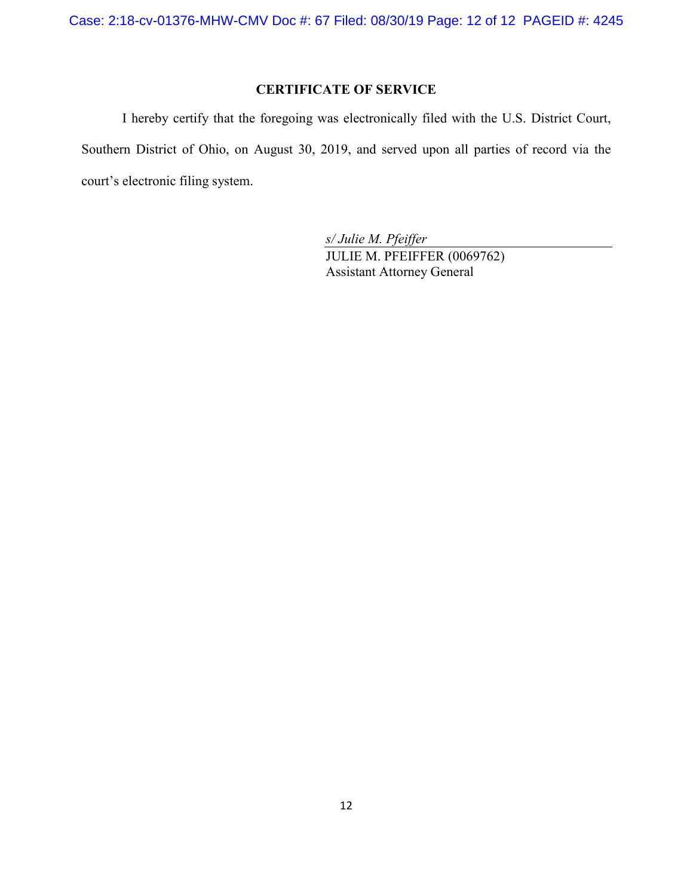## CERTIFICATE OF SERVICE

I hereby certify that the foregoing was electronically filed with the U.S. District Court, Southern District of Ohio, on August 30, 2019, and served upon all parties of record via the court's electronic filing system.

*s/ Julie M. Pfeiffer*
JULIE M. PFEIFFER (0069762)
Assistant Attorney General